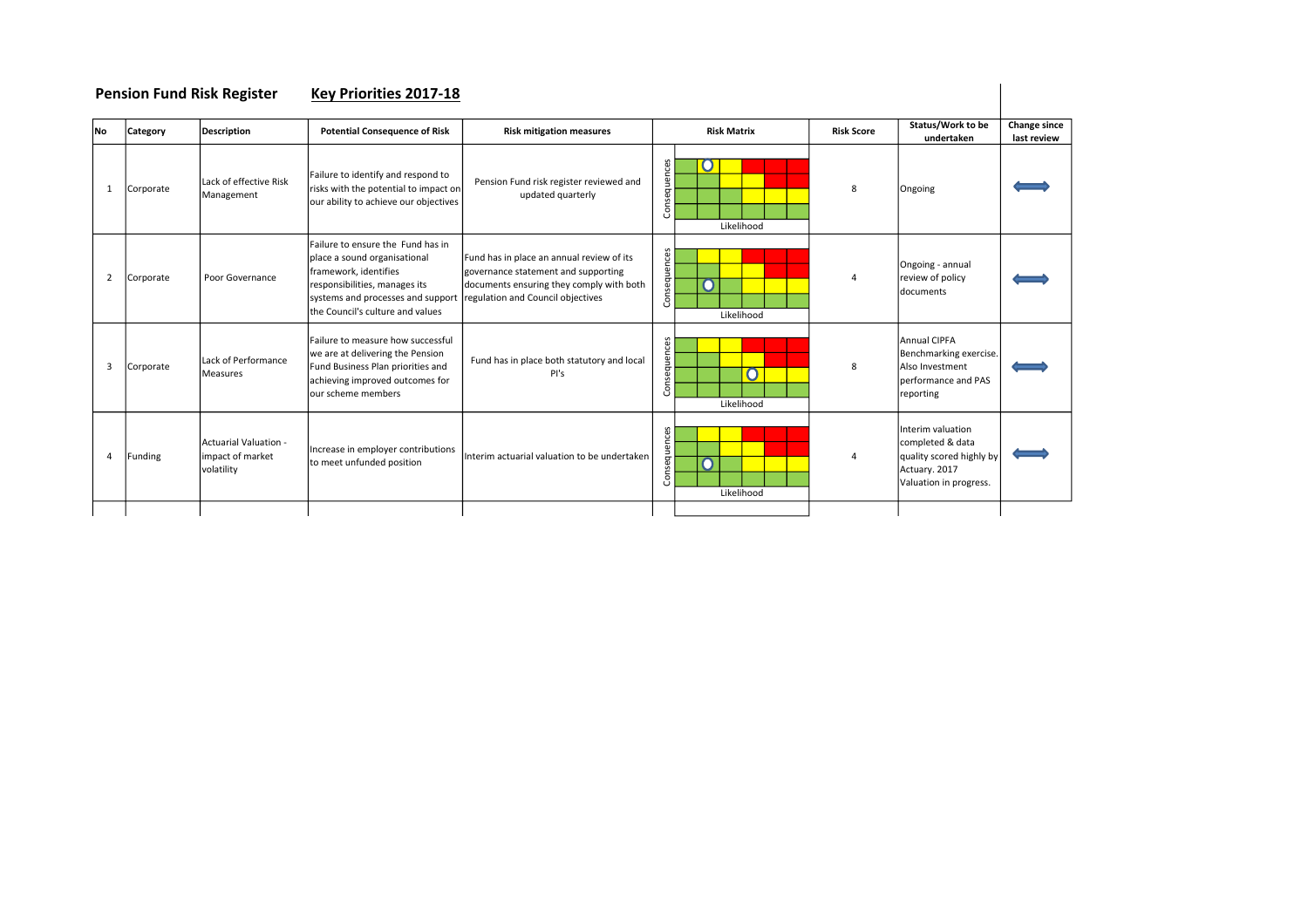## Pension Fund Risk Register    Key Priorities 2017-18

| No | Category | Description | Potential Consequence of Risk | Risk mitigation measures | Risk Matrix | Risk Score | Status/Work to be undertaken | Change since last review |
|---|---|---|---|---|---|---|---|---|
| 1 | Corporate | Lack of effective Risk Management | Failure to identify and respond to risks with the potential to impact on our ability to achieve our objectives | Pension Fund risk register reviewed and updated quarterly | Consequences / Likelihood | 8 | Ongoing | ⟺ |
| 2 | Corporate | Poor Governance | Failure to ensure the Fund has in place a sound organisational framework, identifies responsibilities, manages its systems and processes and support the Council's culture and values | Fund has in place an annual review of its governance statement and supporting documents ensuring they comply with both regulation and Council objectives | Consequences / Likelihood | 4 | Ongoing - annual review of policy documents | ⟺ |
| 3 | Corporate | Lack of Performance Measures | Failure to measure how successful we are at delivering the Pension Fund Business Plan priorities and achieving improved outcomes for our scheme members | Fund has in place both statutory and local PI's | Consequences / Likelihood | 8 | Annual CIPFA Benchmarking exercise. Also Investment performance and PAS reporting | ⟺ |
| 4 | Funding | Actuarial Valuation - impact of market volatility | Increase in employer contributions to meet unfunded position | Interim actuarial valuation to be undertaken | Consequences / Likelihood | 4 | Interim valuation completed & data quality scored highly by Actuary. 2017 Valuation in progress. | ⟺ |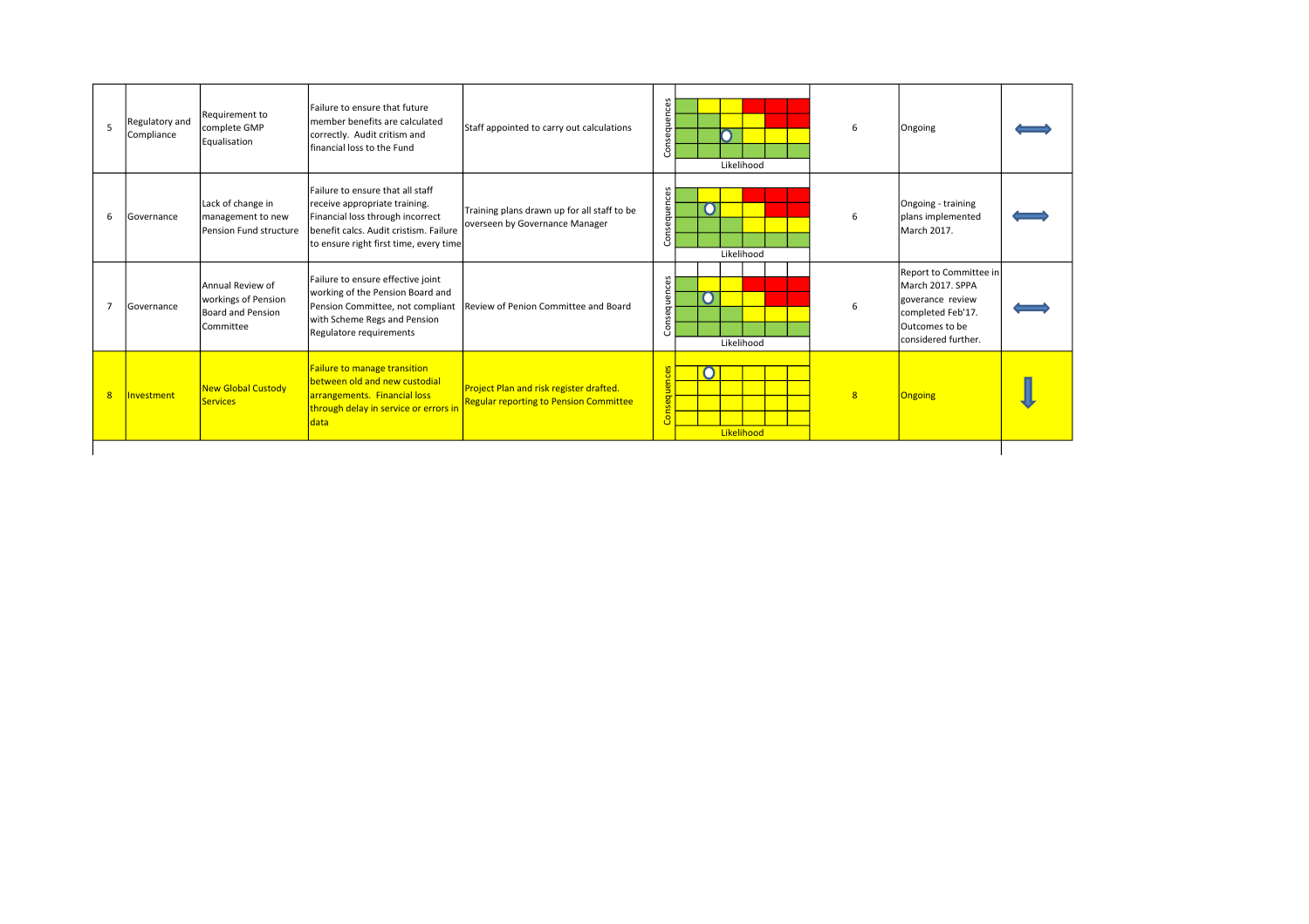| | | | | | | | | |
|---|---|---|---|---|---|---|---|---|
| 5 | Regulatory and Compliance | Requirement to complete GMP Equalisation | Failure to ensure that future member benefits are calculated correctly. Audit critism and financial loss to the Fund | Staff appointed to carry out calculations | Consequences / Likelihood | 6 | Ongoing | ⟺ |
| 6 | Governance | Lack of change in management to new Pension Fund structure | Failure to ensure that all staff receive appropriate training. Financial loss through incorrect benefit calcs. Audit cristism. Failure to ensure right first time, every time | Training plans drawn up for all staff to be overseen by Governance Manager | Consequences / Likelihood | 6 | Ongoing - training plans implemented March 2017. | ⟺ |
| 7 | Governance | Annual Review of workings of Pension Board and Pension Committee | Failure to ensure effective joint working of the Pension Board and Pension Committee, not compliant with Scheme Regs and Pension Regulatore requirements | Review of Penion Committee and Board | Consequences / Likelihood | 6 | Report to Committee in March 2017. SPPA goverance review completed Feb'17. Outcomes to be considered further. | ⟺ |
| 8 | Investment | New Global Custody Services | Failure to manage transition between old and new custodial arrangements. Financial loss through delay in service or errors in data | Project Plan and risk register drafted. Regular reporting to Pension Committee | Consequences / Likelihood | 8 | Ongoing | ⇩ |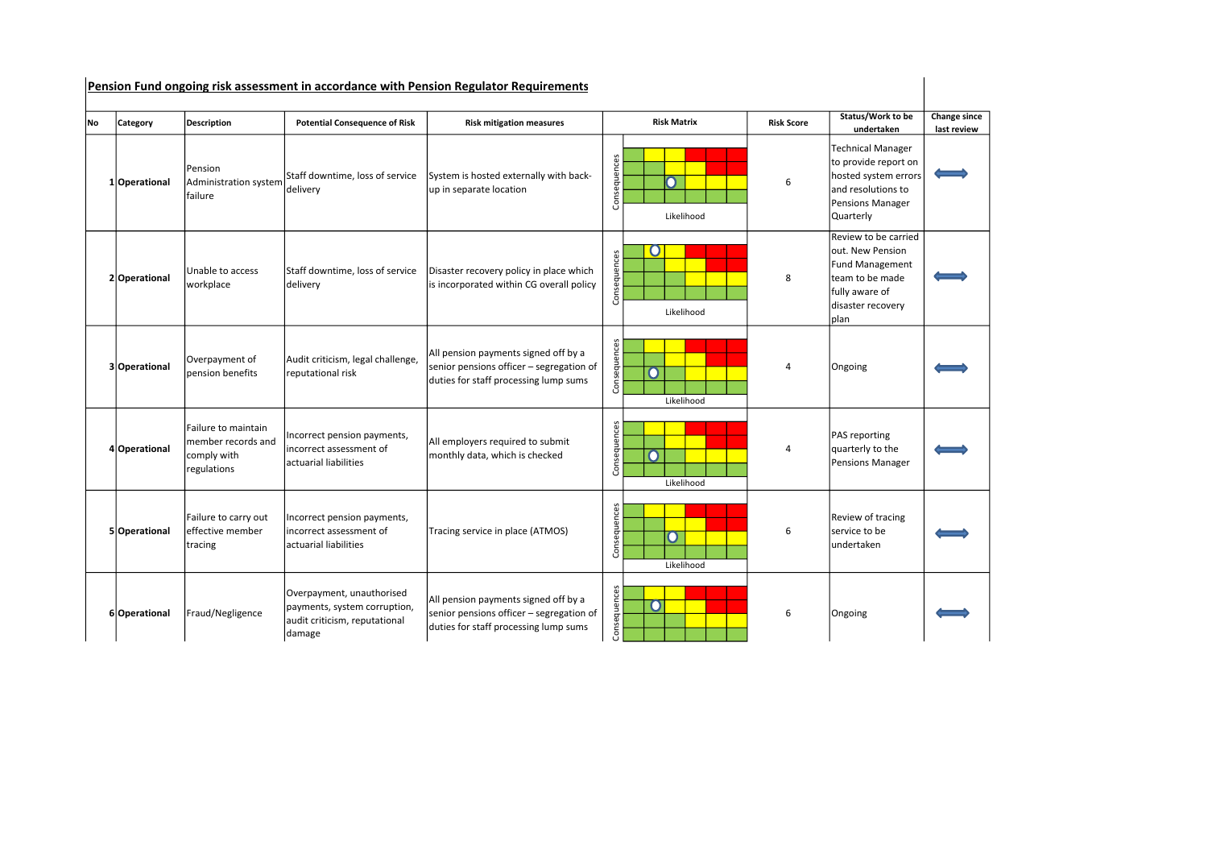**Pension Fund ongoing risk assessment in accordance with Pension Regulator Requirements**

| No | Category | Description | Potential Consequence of Risk | Risk mitigation measures | Risk Matrix | Risk Score | Status/Work to be undertaken | Change since last review |
|---|---|---|---|---|---|---|---|---|
| 1 | Operational | Pension Administration system failure | Staff downtime, loss of service delivery | System is hosted externally with back-up in separate location | Consequences / Likelihood | 6 | Technical Manager to provide report on hosted system errors and resolutions to Pensions Manager Quarterly | ⟺ |
| 2 | Operational | Unable to access workplace | Staff downtime, loss of service delivery | Disaster recovery policy in place which is incorporated within CG overall policy | Consequences / Likelihood | 8 | Review to be carried out. New Pension Fund Management team to be made fully aware of disaster recovery plan | ⟺ |
| 3 | Operational | Overpayment of pension benefits | Audit criticism, legal challenge, reputational risk | All pension payments signed off by a senior pensions officer – segregation of duties for staff processing lump sums | Consequences / Likelihood | 4 | Ongoing | ⟺ |
| 4 | Operational | Failure to maintain member records and comply with regulations | Incorrect pension payments, incorrect assessment of actuarial liabilities | All employers required to submit monthly data, which is checked | Consequences / Likelihood | 4 | PAS reporting quarterly to the Pensions Manager | ⟺ |
| 5 | Operational | Failure to carry out effective member tracing | Incorrect pension payments, incorrect assessment of actuarial liabilities | Tracing service in place (ATMOS) | Consequences / Likelihood | 6 | Review of tracing service to be undertaken | ⟺ |
| 6 | Operational | Fraud/Negligence | Overpayment, unauthorised payments, system corruption, audit criticism, reputational damage | All pension payments signed off by a senior pensions officer – segregation of duties for staff processing lump sums | Consequences | 6 | Ongoing | ⟺ |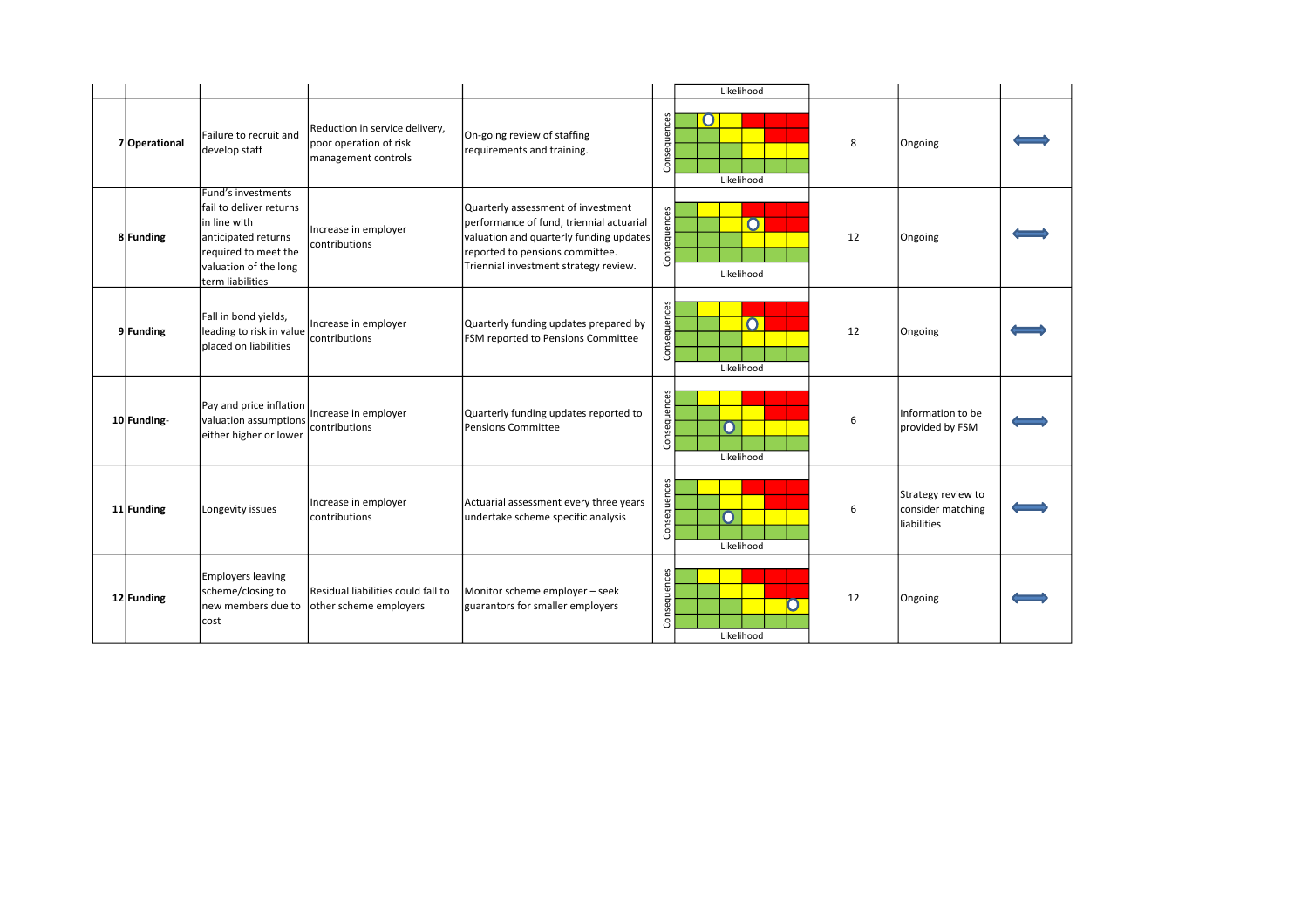| | | | | | Likelihood | | | |
|---|---|---|---|---|---|---|---|---|
| 7 | **Operational** | Failure to recruit and develop staff | Reduction in service delivery, poor operation of risk management controls | On-going review of staffing requirements and training. | Consequences / Likelihood | 8 | Ongoing | ⟺ |
| 8 | **Funding** | Fund's investments fail to deliver returns in line with anticipated returns required to meet the valuation of the long term liabilities | Increase in employer contributions | Quarterly assessment of investment performance of fund, triennial actuarial valuation and quarterly funding updates reported to pensions committee. Triennial investment strategy review. | Consequences / Likelihood | 12 | Ongoing | ⟺ |
| 9 | **Funding** | Fall in bond yields, leading to risk in value placed on liabilities | Increase in employer contributions | Quarterly funding updates prepared by FSM reported to Pensions Committee | Consequences / Likelihood | 12 | Ongoing | ⟺ |
| 10 | **Funding**- | Pay and price inflation valuation assumptions either higher or lower | Increase in employer contributions | Quarterly funding updates reported to Pensions Committee | Consequences / Likelihood | 6 | Information to be provided by FSM | ⟺ |
| 11 | **Funding** | Longevity issues | Increase in employer contributions | Actuarial assessment every three years undertake scheme specific analysis | Consequences / Likelihood | 6 | Strategy review to consider matching liabilities | ⟺ |
| 12 | **Funding** | Employers leaving scheme/closing to new members due to cost | Residual liabilities could fall to other scheme employers | Monitor scheme employer – seek guarantors for smaller employers | Consequences / Likelihood | 12 | Ongoing | ⟺ |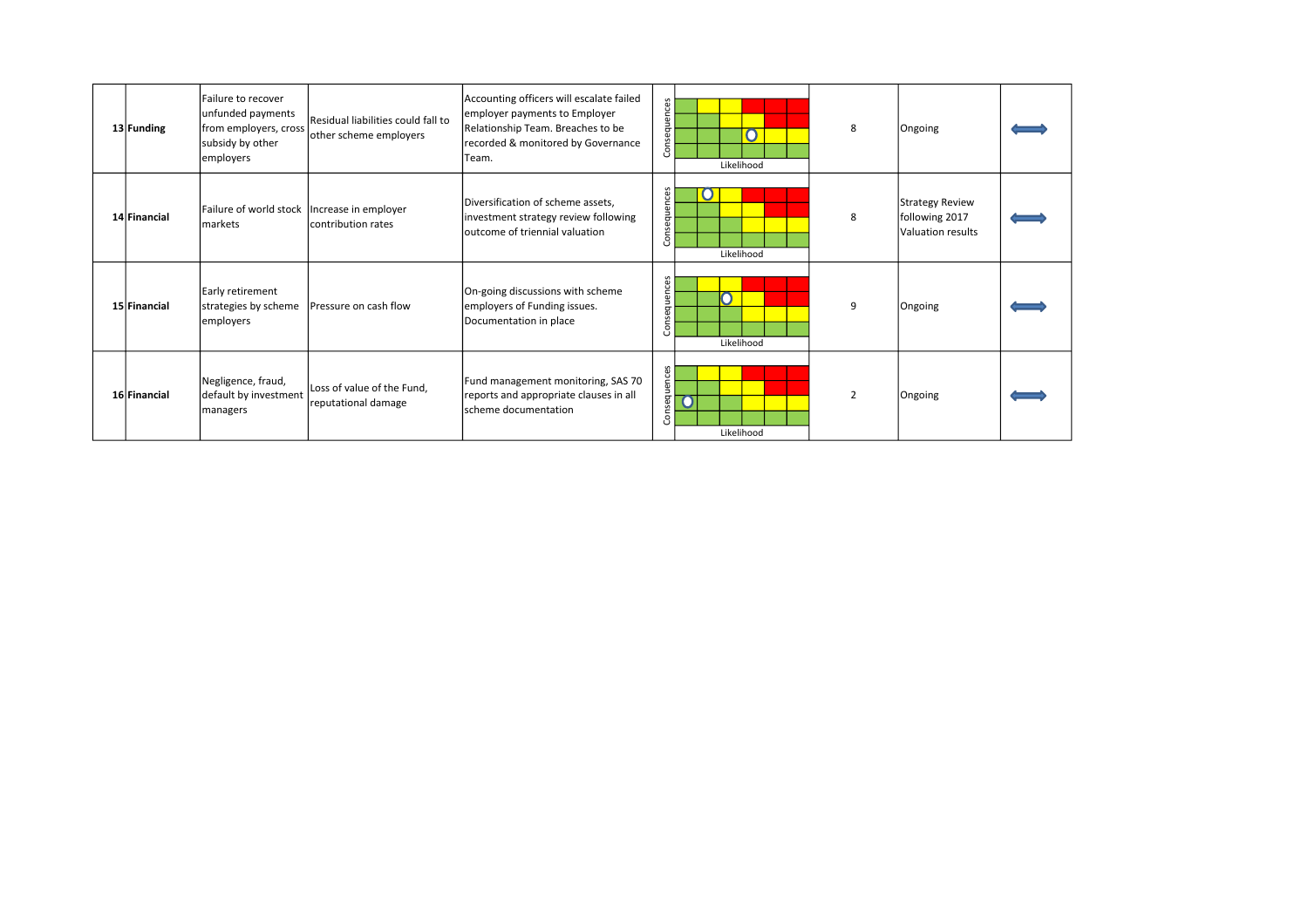| | | | | | | | | |
|---|---|---|---|---|---|---|---|---|
| 13 | **Funding** | Failure to recover unfunded payments from employers, cross subsidy by other employers | Residual liabilities could fall to other scheme employers | Accounting officers will escalate failed employer payments to Employer Relationship Team. Breaches to be recorded & monitored by Governance Team. | Consequences / Likelihood | 8 | Ongoing | ⟺ |
| 14 | **Financial** | Failure of world stock markets | Increase in employer contribution rates | Diversification of scheme assets, investment strategy review following outcome of triennial valuation | Consequences / Likelihood | 8 | Strategy Review following 2017 Valuation results | ⟺ |
| 15 | **Financial** | Early retirement strategies by scheme employers | Pressure on cash flow | On-going discussions with scheme employers of Funding issues. Documentation in place | Consequences / Likelihood | 9 | Ongoing | ⟺ |
| 16 | **Financial** | Negligence, fraud, default by investment managers | Loss of value of the Fund, reputational damage | Fund management monitoring, SAS 70 reports and appropriate clauses in all scheme documentation | Consequences / Likelihood | 2 | Ongoing | ⟺ |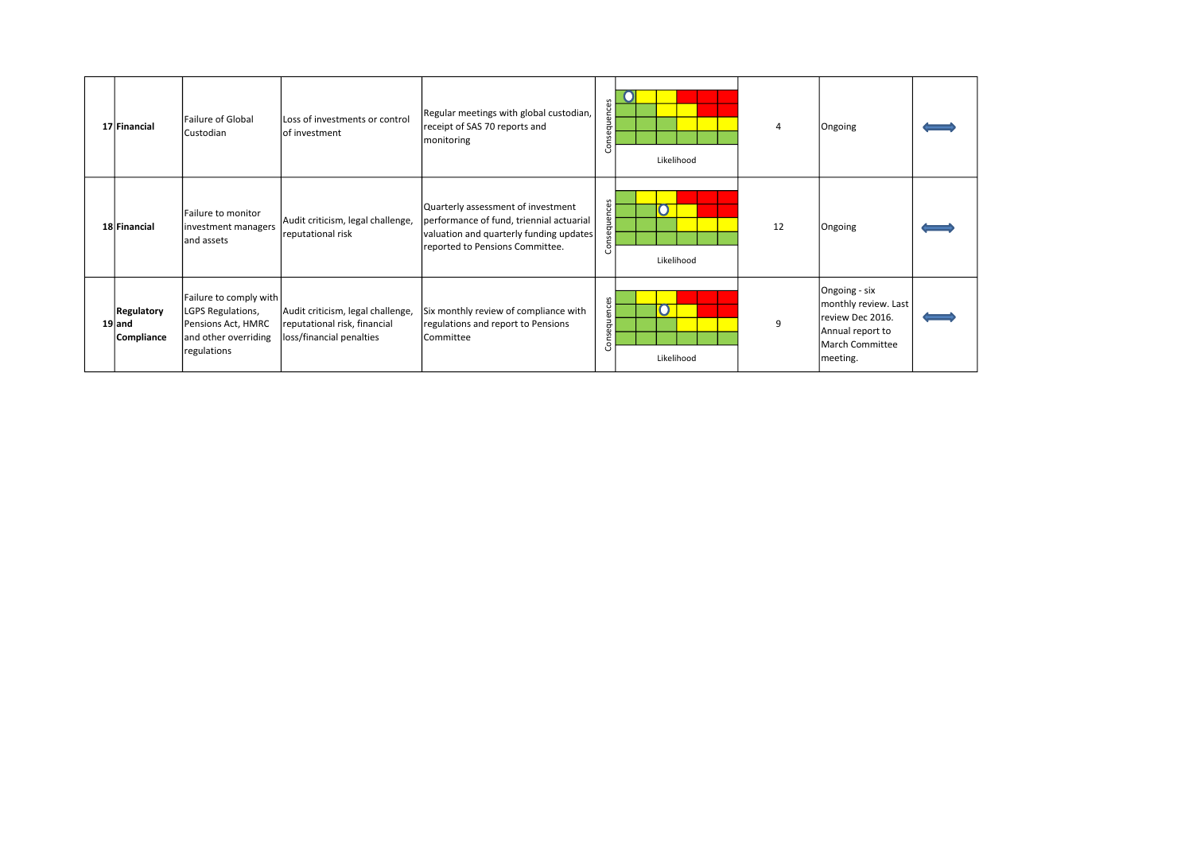| | | | | | | | | |
|---|---|---|---|---|---|---|---|---|
| 17 | **Financial** | Failure of Global Custodian | Loss of investments or control of investment | Regular meetings with global custodian, receipt of SAS 70 reports and monitoring | Consequences / Likelihood | 4 | Ongoing | ⟺ |
| 18 | **Financial** | Failure to monitor investment managers and assets | Audit criticism, legal challenge, reputational risk | Quarterly assessment of investment performance of fund, triennial actuarial valuation and quarterly funding updates reported to Pensions Committee. | Consequences / Likelihood | 12 | Ongoing | ⟺ |
| 19 | **Regulatory and Compliance** | Failure to comply with LGPS Regulations, Pensions Act, HMRC and other overriding regulations | Audit criticism, legal challenge, reputational risk, financial loss/financial penalties | Six monthly review of compliance with regulations and report to Pensions Committee | Consequences / Likelihood | 9 | Ongoing - six monthly review. Last review Dec 2016. Annual report to March Committee meeting. | ⟺ |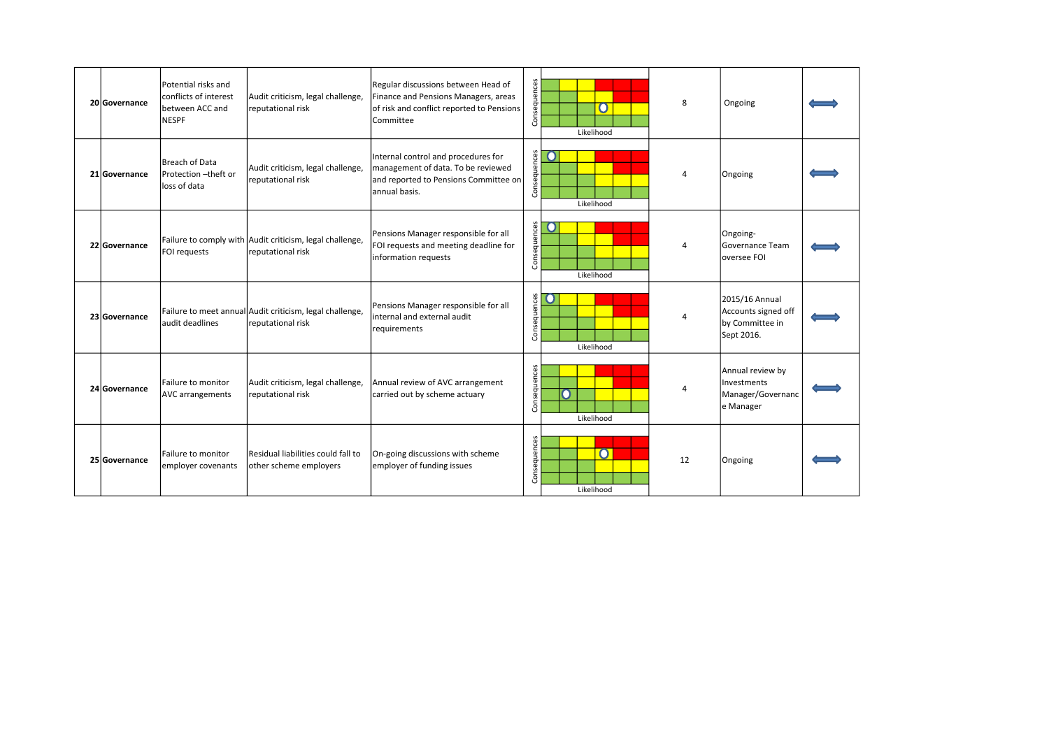| | | | | | | | | |
|---|---|---|---|---|---|---|---|---|
| 20 | **Governance** | Potential risks and conflicts of interest between ACC and NESPF | Audit criticism, legal challenge, reputational risk | Regular discussions between Head of Finance and Pensions Managers, areas of risk and conflict reported to Pensions Committee | Consequences / Likelihood | 8 | Ongoing | ⟺ |
| 21 | **Governance** | Breach of Data Protection –theft or loss of data | Audit criticism, legal challenge, reputational risk | Internal control and procedures for management of data. To be reviewed and reported to Pensions Committee on annual basis. | Consequences / Likelihood | 4 | Ongoing | ⟺ |
| 22 | **Governance** | Failure to comply with FOI requests | Audit criticism, legal challenge, reputational risk | Pensions Manager responsible for all FOI requests and meeting deadline for information requests | Consequences / Likelihood | 4 | Ongoing- Governance Team oversee FOI | ⟺ |
| 23 | **Governance** | Failure to meet annual audit deadlines | Audit criticism, legal challenge, reputational risk | Pensions Manager responsible for all internal and external audit requirements | Consequences / Likelihood | 4 | 2015/16 Annual Accounts signed off by Committee in Sept 2016. | ⟺ |
| 24 | **Governance** | Failure to monitor AVC arrangements | Audit criticism, legal challenge, reputational risk | Annual review of AVC arrangement carried out by scheme actuary | Consequences / Likelihood | 4 | Annual review by Investments Manager/Governance Manager | ⟺ |
| 25 | **Governance** | Failure to monitor employer covenants | Residual liabilities could fall to other scheme employers | On-going discussions with scheme employer of funding issues | Consequences / Likelihood | 12 | Ongoing | ⟺ |